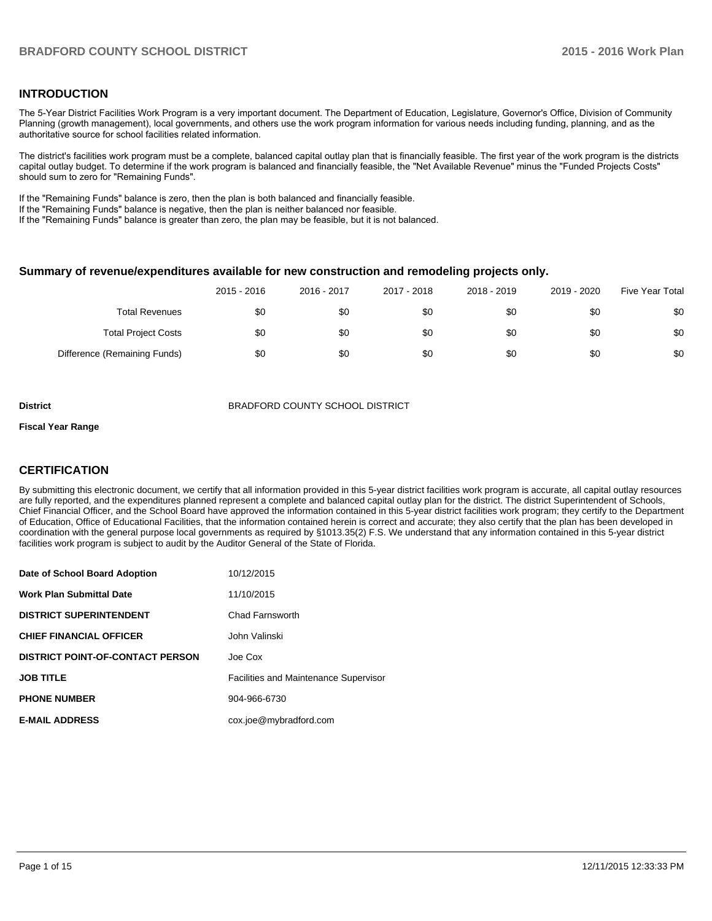## INTRODUCTION

The 5-Year District Facilities Work Program is a very important document. The Department of Education, Legislature, Governor's Office, Division of Community Planning (growth management), local governments, and others use the work program information for various needs including funding, planning, and as the authoritative source for school facilities related information.

The district's facilities work program must be a complete, balanced capital outlay plan that is financially feasible. The first year of the work program is the districts capital outlay budget. To determine if the work program is balanced and financially feasible, the "Net Available Revenue" minus the "Funded Projects Costs" should sum to zero for "Remaining Funds".

If the "Remaining Funds" balance is zero, then the plan is both balanced and financially feasible.
If the "Remaining Funds" balance is negative, then the plan is neither balanced nor feasible.
If the "Remaining Funds" balance is greater than zero, the plan may be feasible, but it is not balanced.

### Summary of revenue/expenditures available for new construction and remodeling projects only.

| | 2015 - 2016 | 2016 - 2017 | 2017 - 2018 | 2018 - 2019 | 2019 - 2020 | Five Year Total |
|---|---|---|---|---|---|---|
| Total Revenues | $0 | $0 | $0 | $0 | $0 | $0 |
| Total Project Costs | $0 | $0 | $0 | $0 | $0 | $0 |
| Difference (Remaining Funds) | $0 | $0 | $0 | $0 | $0 | $0 |

| | |
|---|---|
| **District** | BRADFORD COUNTY SCHOOL DISTRICT |
| **Fiscal Year Range** | |

## CERTIFICATION

By submitting this electronic document, we certify that all information provided in this 5-year district facilities work program is accurate, all capital outlay resources are fully reported, and the expenditures planned represent a complete and balanced capital outlay plan for the district. The district Superintendent of Schools, Chief Financial Officer, and the School Board have approved the information contained in this 5-year district facilities work program; they certify to the Department of Education, Office of Educational Facilities, that the information contained herein is correct and accurate; they also certify that the plan has been developed in coordination with the general purpose local governments as required by §1013.35(2) F.S. We understand that any information contained in this 5-year district facilities work program is subject to audit by the Auditor General of the State of Florida.

| | |
|---|---|
| **Date of School Board Adoption** | 10/12/2015 |
| **Work Plan Submittal Date** | 11/10/2015 |
| **DISTRICT SUPERINTENDENT** | Chad Farnsworth |
| **CHIEF FINANCIAL OFFICER** | John Valinski |
| **DISTRICT POINT-OF-CONTACT PERSON** | Joe Cox |
| **JOB TITLE** | Facilities and Maintenance Supervisor |
| **PHONE NUMBER** | 904-966-6730 |
| **E-MAIL ADDRESS** | cox.joe@mybradford.com |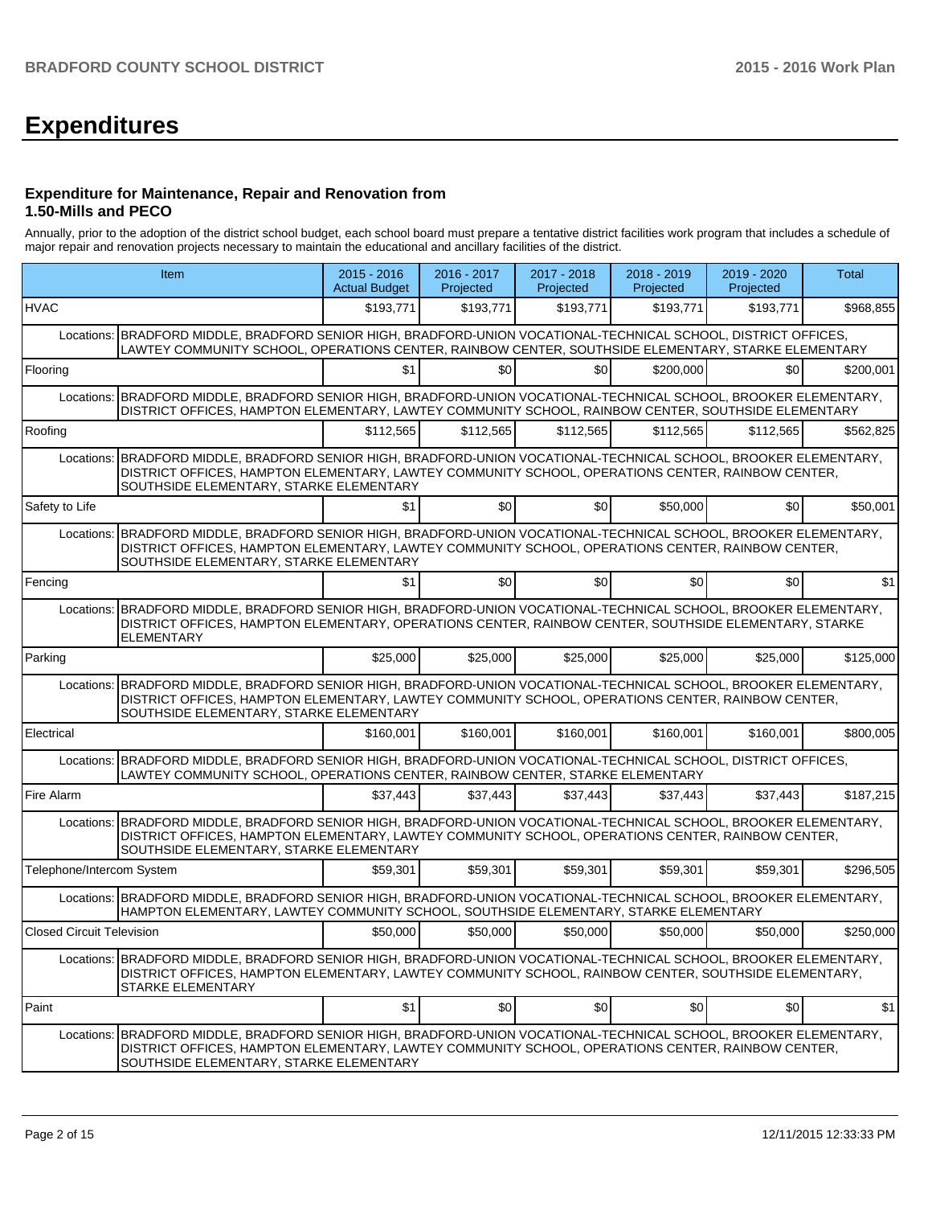# Expenditures

### Expenditure for Maintenance, Repair and Renovation from 1.50-Mills and PECO

Annually, prior to the adoption of the district school budget, each school board must prepare a tentative district facilities work program that includes a schedule of major repair and renovation projects necessary to maintain the educational and ancillary facilities of the district.

| Item | 2015 - 2016 Actual Budget | 2016 - 2017 Projected | 2017 - 2018 Projected | 2018 - 2019 Projected | 2019 - 2020 Projected | Total |
|---|---|---|---|---|---|---|
| HVAC | $193,771 | $193,771 | $193,771 | $193,771 | $193,771 | $968,855 |
| Locations: BRADFORD MIDDLE, BRADFORD SENIOR HIGH, BRADFORD-UNION VOCATIONAL-TECHNICAL SCHOOL, DISTRICT OFFICES, LAWTEY COMMUNITY SCHOOL, OPERATIONS CENTER, RAINBOW CENTER, SOUTHSIDE ELEMENTARY, STARKE ELEMENTARY | | | | | | |
| Flooring | $1 | $0 | $0 | $200,000 | $0 | $200,001 |
| Locations: BRADFORD MIDDLE, BRADFORD SENIOR HIGH, BRADFORD-UNION VOCATIONAL-TECHNICAL SCHOOL, BROOKER ELEMENTARY, DISTRICT OFFICES, HAMPTON ELEMENTARY, LAWTEY COMMUNITY SCHOOL, RAINBOW CENTER, SOUTHSIDE ELEMENTARY | | | | | | |
| Roofing | $112,565 | $112,565 | $112,565 | $112,565 | $112,565 | $562,825 |
| Locations: BRADFORD MIDDLE, BRADFORD SENIOR HIGH, BRADFORD-UNION VOCATIONAL-TECHNICAL SCHOOL, BROOKER ELEMENTARY, DISTRICT OFFICES, HAMPTON ELEMENTARY, LAWTEY COMMUNITY SCHOOL, OPERATIONS CENTER, RAINBOW CENTER, SOUTHSIDE ELEMENTARY, STARKE ELEMENTARY | | | | | | |
| Safety to Life | $1 | $0 | $0 | $50,000 | $0 | $50,001 |
| Locations: BRADFORD MIDDLE, BRADFORD SENIOR HIGH, BRADFORD-UNION VOCATIONAL-TECHNICAL SCHOOL, BROOKER ELEMENTARY, DISTRICT OFFICES, HAMPTON ELEMENTARY, LAWTEY COMMUNITY SCHOOL, OPERATIONS CENTER, RAINBOW CENTER, SOUTHSIDE ELEMENTARY, STARKE ELEMENTARY | | | | | | |
| Fencing | $1 | $0 | $0 | $0 | $0 | $1 |
| Locations: BRADFORD MIDDLE, BRADFORD SENIOR HIGH, BRADFORD-UNION VOCATIONAL-TECHNICAL SCHOOL, BROOKER ELEMENTARY, DISTRICT OFFICES, HAMPTON ELEMENTARY, OPERATIONS CENTER, RAINBOW CENTER, SOUTHSIDE ELEMENTARY, STARKE ELEMENTARY | | | | | | |
| Parking | $25,000 | $25,000 | $25,000 | $25,000 | $25,000 | $125,000 |
| Locations: BRADFORD MIDDLE, BRADFORD SENIOR HIGH, BRADFORD-UNION VOCATIONAL-TECHNICAL SCHOOL, BROOKER ELEMENTARY, DISTRICT OFFICES, HAMPTON ELEMENTARY, LAWTEY COMMUNITY SCHOOL, OPERATIONS CENTER, RAINBOW CENTER, SOUTHSIDE ELEMENTARY, STARKE ELEMENTARY | | | | | | |
| Electrical | $160,001 | $160,001 | $160,001 | $160,001 | $160,001 | $800,005 |
| Locations: BRADFORD MIDDLE, BRADFORD SENIOR HIGH, BRADFORD-UNION VOCATIONAL-TECHNICAL SCHOOL, DISTRICT OFFICES, LAWTEY COMMUNITY SCHOOL, OPERATIONS CENTER, RAINBOW CENTER, STARKE ELEMENTARY | | | | | | |
| Fire Alarm | $37,443 | $37,443 | $37,443 | $37,443 | $37,443 | $187,215 |
| Locations: BRADFORD MIDDLE, BRADFORD SENIOR HIGH, BRADFORD-UNION VOCATIONAL-TECHNICAL SCHOOL, BROOKER ELEMENTARY, DISTRICT OFFICES, HAMPTON ELEMENTARY, LAWTEY COMMUNITY SCHOOL, OPERATIONS CENTER, RAINBOW CENTER, SOUTHSIDE ELEMENTARY, STARKE ELEMENTARY | | | | | | |
| Telephone/Intercom System | $59,301 | $59,301 | $59,301 | $59,301 | $59,301 | $296,505 |
| Locations: BRADFORD MIDDLE, BRADFORD SENIOR HIGH, BRADFORD-UNION VOCATIONAL-TECHNICAL SCHOOL, BROOKER ELEMENTARY, HAMPTON ELEMENTARY, LAWTEY COMMUNITY SCHOOL, SOUTHSIDE ELEMENTARY, STARKE ELEMENTARY | | | | | | |
| Closed Circuit Television | $50,000 | $50,000 | $50,000 | $50,000 | $50,000 | $250,000 |
| Locations: BRADFORD MIDDLE, BRADFORD SENIOR HIGH, BRADFORD-UNION VOCATIONAL-TECHNICAL SCHOOL, BROOKER ELEMENTARY, DISTRICT OFFICES, HAMPTON ELEMENTARY, LAWTEY COMMUNITY SCHOOL, RAINBOW CENTER, SOUTHSIDE ELEMENTARY, STARKE ELEMENTARY | | | | | | |
| Paint | $1 | $0 | $0 | $0 | $0 | $1 |
| Locations: BRADFORD MIDDLE, BRADFORD SENIOR HIGH, BRADFORD-UNION VOCATIONAL-TECHNICAL SCHOOL, BROOKER ELEMENTARY, DISTRICT OFFICES, HAMPTON ELEMENTARY, LAWTEY COMMUNITY SCHOOL, OPERATIONS CENTER, RAINBOW CENTER, SOUTHSIDE ELEMENTARY, STARKE ELEMENTARY | | | | | | |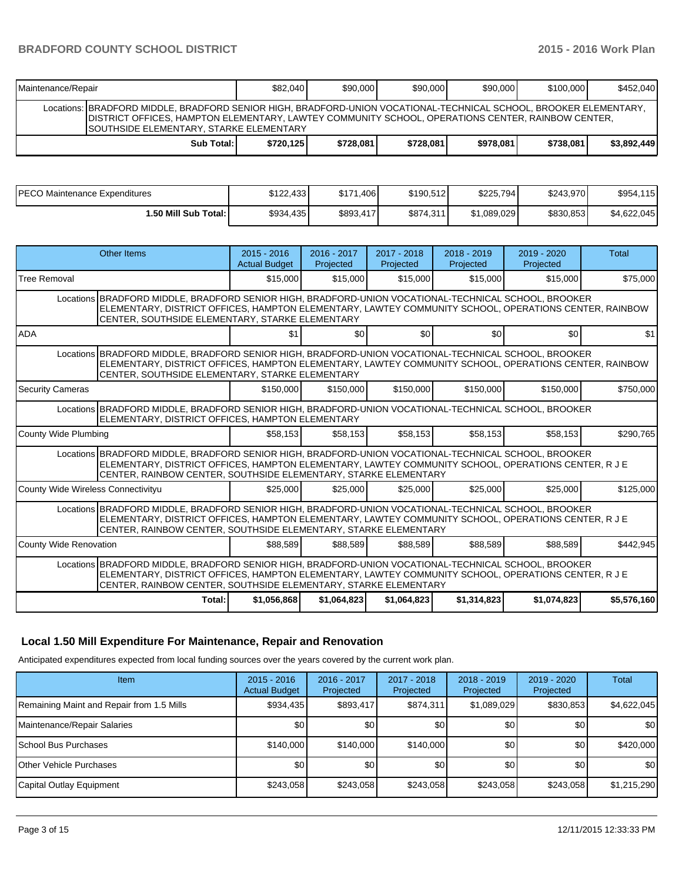| | | | | | | |
|---|---|---|---|---|---|---|
| Maintenance/Repair | $82,040 | $90,000 | $90,000 | $90,000 | $100,000 | $452,040 |
| Locations: BRADFORD MIDDLE, BRADFORD SENIOR HIGH, BRADFORD-UNION VOCATIONAL-TECHNICAL SCHOOL, BROOKER ELEMENTARY, DISTRICT OFFICES, HAMPTON ELEMENTARY, LAWTEY COMMUNITY SCHOOL, OPERATIONS CENTER, RAINBOW CENTER, SOUTHSIDE ELEMENTARY, STARKE ELEMENTARY | | | | | | |
| **Sub Total:** | **$720,125** | **$728,081** | **$728,081** | **$978,081** | **$738,081** | **$3,892,449** |

| | | | | | | |
|---|---|---|---|---|---|---|
| PECO Maintenance Expenditures | $122,433 | $171,406 | $190,512 | $225,794 | $243,970 | $954,115 |
| **1.50 Mill Sub Total:** | $934,435 | $893,417 | $874,311 | $1,089,029 | $830,853 | $4,622,045 |

| Other Items | 2015 - 2016 Actual Budget | 2016 - 2017 Projected | 2017 - 2018 Projected | 2018 - 2019 Projected | 2019 - 2020 Projected | Total |
|---|---|---|---|---|---|---|
| Tree Removal | $15,000 | $15,000 | $15,000 | $15,000 | $15,000 | $75,000 |
| Locations BRADFORD MIDDLE, BRADFORD SENIOR HIGH, BRADFORD-UNION VOCATIONAL-TECHNICAL SCHOOL, BROOKER ELEMENTARY, DISTRICT OFFICES, HAMPTON ELEMENTARY, LAWTEY COMMUNITY SCHOOL, OPERATIONS CENTER, RAINBOW CENTER, SOUTHSIDE ELEMENTARY, STARKE ELEMENTARY | | | | | | |
| ADA | $1 | $0 | $0 | $0 | $0 | $1 |
| Locations BRADFORD MIDDLE, BRADFORD SENIOR HIGH, BRADFORD-UNION VOCATIONAL-TECHNICAL SCHOOL, BROOKER ELEMENTARY, DISTRICT OFFICES, HAMPTON ELEMENTARY, LAWTEY COMMUNITY SCHOOL, OPERATIONS CENTER, RAINBOW CENTER, SOUTHSIDE ELEMENTARY, STARKE ELEMENTARY | | | | | | |
| Security Cameras | $150,000 | $150,000 | $150,000 | $150,000 | $150,000 | $750,000 |
| Locations BRADFORD MIDDLE, BRADFORD SENIOR HIGH, BRADFORD-UNION VOCATIONAL-TECHNICAL SCHOOL, BROOKER ELEMENTARY, DISTRICT OFFICES, HAMPTON ELEMENTARY | | | | | | |
| County Wide Plumbing | $58,153 | $58,153 | $58,153 | $58,153 | $58,153 | $290,765 |
| Locations BRADFORD MIDDLE, BRADFORD SENIOR HIGH, BRADFORD-UNION VOCATIONAL-TECHNICAL SCHOOL, BROOKER ELEMENTARY, DISTRICT OFFICES, HAMPTON ELEMENTARY, LAWTEY COMMUNITY SCHOOL, OPERATIONS CENTER, R J E CENTER, RAINBOW CENTER, SOUTHSIDE ELEMENTARY, STARKE ELEMENTARY | | | | | | |
| County Wide Wireless Connectivityu | $25,000 | $25,000 | $25,000 | $25,000 | $25,000 | $125,000 |
| Locations BRADFORD MIDDLE, BRADFORD SENIOR HIGH, BRADFORD-UNION VOCATIONAL-TECHNICAL SCHOOL, BROOKER ELEMENTARY, DISTRICT OFFICES, HAMPTON ELEMENTARY, LAWTEY COMMUNITY SCHOOL, OPERATIONS CENTER, R J E CENTER, RAINBOW CENTER, SOUTHSIDE ELEMENTARY, STARKE ELEMENTARY | | | | | | |
| County Wide Renovation | $88,589 | $88,589 | $88,589 | $88,589 | $88,589 | $442,945 |
| Locations BRADFORD MIDDLE, BRADFORD SENIOR HIGH, BRADFORD-UNION VOCATIONAL-TECHNICAL SCHOOL, BROOKER ELEMENTARY, DISTRICT OFFICES, HAMPTON ELEMENTARY, LAWTEY COMMUNITY SCHOOL, OPERATIONS CENTER, R J E CENTER, RAINBOW CENTER, SOUTHSIDE ELEMENTARY, STARKE ELEMENTARY | | | | | | |
| **Total:** | **$1,056,868** | **$1,064,823** | **$1,064,823** | **$1,314,823** | **$1,074,823** | **$5,576,160** |

## Local 1.50 Mill Expenditure For Maintenance, Repair and Renovation

Anticipated expenditures expected from local funding sources over the years covered by the current work plan.

| Item | 2015 - 2016 Actual Budget | 2016 - 2017 Projected | 2017 - 2018 Projected | 2018 - 2019 Projected | 2019 - 2020 Projected | Total |
|---|---|---|---|---|---|---|
| Remaining Maint and Repair from 1.5 Mills | $934,435 | $893,417 | $874,311 | $1,089,029 | $830,853 | $4,622,045 |
| Maintenance/Repair Salaries | $0 | $0 | $0 | $0 | $0 | $0 |
| School Bus Purchases | $140,000 | $140,000 | $140,000 | $0 | $0 | $420,000 |
| Other Vehicle Purchases | $0 | $0 | $0 | $0 | $0 | $0 |
| Capital Outlay Equipment | $243,058 | $243,058 | $243,058 | $243,058 | $243,058 | $1,215,290 |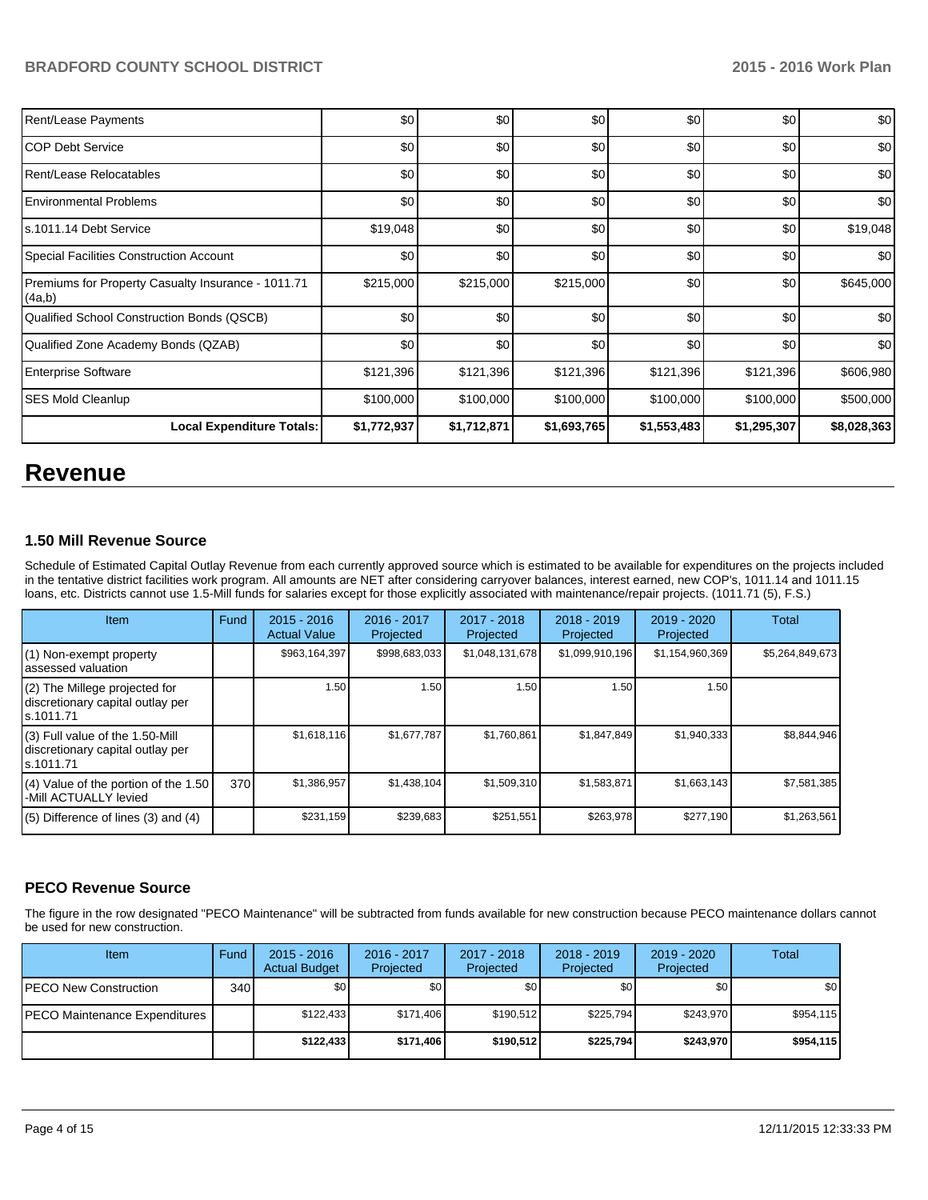| | | | | | | |
|---|---|---|---|---|---|---|
| Rent/Lease Payments | $0 | $0 | $0 | $0 | $0 | $0 |
| COP Debt Service | $0 | $0 | $0 | $0 | $0 | $0 |
| Rent/Lease Relocatables | $0 | $0 | $0 | $0 | $0 | $0 |
| Environmental Problems | $0 | $0 | $0 | $0 | $0 | $0 |
| s.1011.14 Debt Service | $19,048 | $0 | $0 | $0 | $0 | $19,048 |
| Special Facilities Construction Account | $0 | $0 | $0 | $0 | $0 | $0 |
| Premiums for Property Casualty Insurance - 1011.71 (4a,b) | $215,000 | $215,000 | $215,000 | $0 | $0 | $645,000 |
| Qualified School Construction Bonds (QSCB) | $0 | $0 | $0 | $0 | $0 | $0 |
| Qualified Zone Academy Bonds (QZAB) | $0 | $0 | $0 | $0 | $0 | $0 |
| Enterprise Software | $121,396 | $121,396 | $121,396 | $121,396 | $121,396 | $606,980 |
| SES Mold Cleanlup | $100,000 | $100,000 | $100,000 | $100,000 | $100,000 | $500,000 |
| **Local Expenditure Totals:** | **$1,772,937** | **$1,712,871** | **$1,693,765** | **$1,553,483** | **$1,295,307** | **$8,028,363** |

# Revenue

### 1.50 Mill Revenue Source

Schedule of Estimated Capital Outlay Revenue from each currently approved source which is estimated to be available for expenditures on the projects included in the tentative district facilities work program. All amounts are NET after considering carryover balances, interest earned, new COP's, 1011.14 and 1011.15 loans, etc. Districts cannot use 1.5-Mill funds for salaries except for those explicitly associated with maintenance/repair projects. (1011.71 (5), F.S.)

| Item | Fund | 2015 - 2016 Actual Value | 2016 - 2017 Projected | 2017 - 2018 Projected | 2018 - 2019 Projected | 2019 - 2020 Projected | Total |
|---|---|---|---|---|---|---|---|
| (1) Non-exempt property assessed valuation | | $963,164,397 | $998,683,033 | $1,048,131,678 | $1,099,910,196 | $1,154,960,369 | $5,264,849,673 |
| (2) The Millege projected for discretionary capital outlay per s.1011.71 | | 1.50 | 1.50 | 1.50 | 1.50 | 1.50 | |
| (3) Full value of the 1.50-Mill discretionary capital outlay per s.1011.71 | | $1,618,116 | $1,677,787 | $1,760,861 | $1,847,849 | $1,940,333 | $8,844,946 |
| (4) Value of the portion of the 1.50 -Mill ACTUALLY levied | 370 | $1,386,957 | $1,438,104 | $1,509,310 | $1,583,871 | $1,663,143 | $7,581,385 |
| (5) Difference of lines (3) and (4) | | $231,159 | $239,683 | $251,551 | $263,978 | $277,190 | $1,263,561 |

### PECO Revenue Source

The figure in the row designated "PECO Maintenance" will be subtracted from funds available for new construction because PECO maintenance dollars cannot be used for new construction.

| Item | Fund | 2015 - 2016 Actual Budget | 2016 - 2017 Projected | 2017 - 2018 Projected | 2018 - 2019 Projected | 2019 - 2020 Projected | Total |
|---|---|---|---|---|---|---|---|
| PECO New Construction | 340 | $0 | $0 | $0 | $0 | $0 | $0 |
| PECO Maintenance Expenditures | | $122,433 | $171,406 | $190,512 | $225,794 | $243,970 | $954,115 |
| | | **$122,433** | **$171,406** | **$190,512** | **$225,794** | **$243,970** | **$954,115** |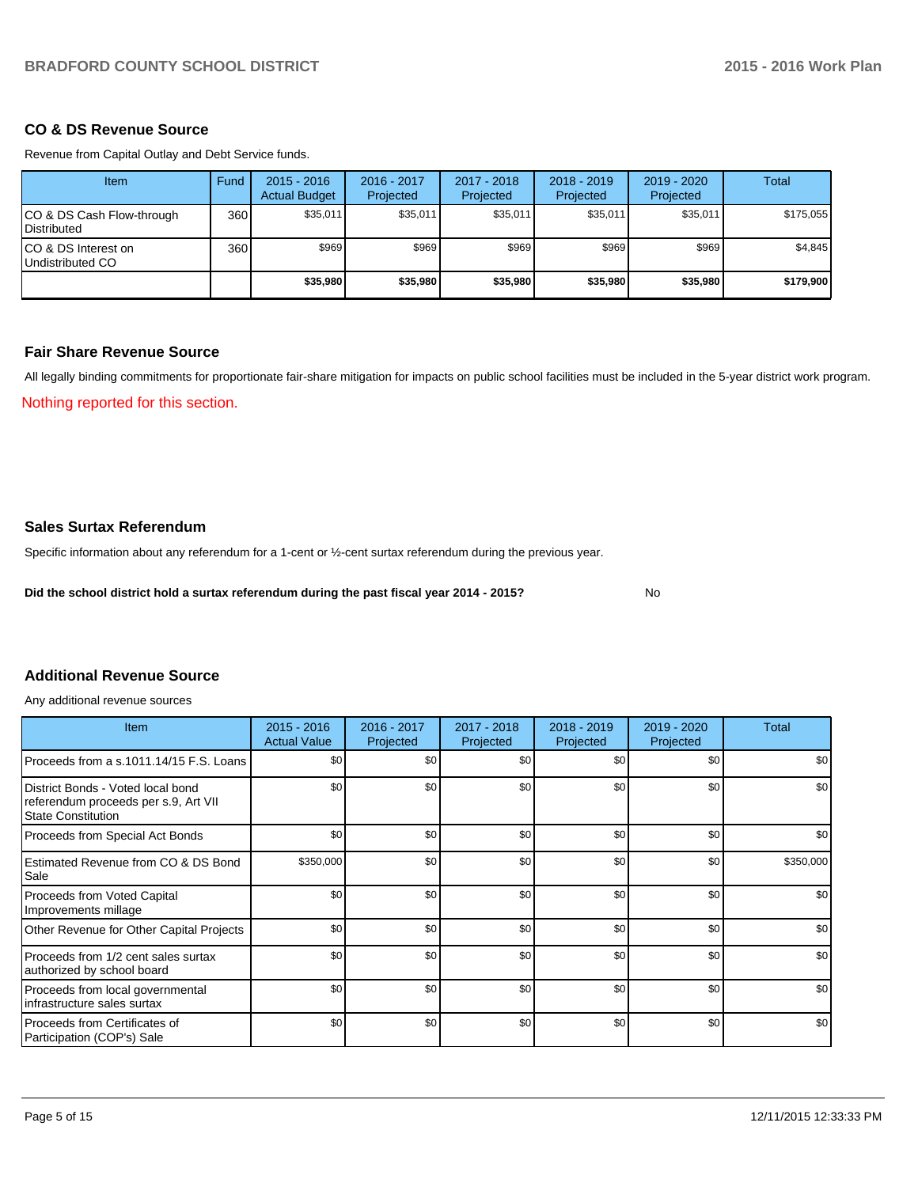## CO & DS Revenue Source

Revenue from Capital Outlay and Debt Service funds.

| Item | Fund | 2015 - 2016 Actual Budget | 2016 - 2017 Projected | 2017 - 2018 Projected | 2018 - 2019 Projected | 2019 - 2020 Projected | Total |
|---|---|---|---|---|---|---|---|
| CO & DS Cash Flow-through Distributed | 360 | $35,011 | $35,011 | $35,011 | $35,011 | $35,011 | $175,055 |
| CO & DS Interest on Undistributed CO | 360 | $969 | $969 | $969 | $969 | $969 | $4,845 |
| | | **$35,980** | **$35,980** | **$35,980** | **$35,980** | **$35,980** | **$179,900** |

## Fair Share Revenue Source

All legally binding commitments for proportionate fair-share mitigation for impacts on public school facilities must be included in the 5-year district work program.

Nothing reported for this section.

## Sales Surtax Referendum

Specific information about any referendum for a 1-cent or ½-cent surtax referendum during the previous year.

**Did the school district hold a surtax referendum during the past fiscal year 2014 - 2015?** No

## Additional Revenue Source

Any additional revenue sources

| Item | 2015 - 2016 Actual Value | 2016 - 2017 Projected | 2017 - 2018 Projected | 2018 - 2019 Projected | 2019 - 2020 Projected | Total |
|---|---|---|---|---|---|---|
| Proceeds from a s.1011.14/15 F.S. Loans | $0 | $0 | $0 | $0 | $0 | $0 |
| District Bonds - Voted local bond referendum proceeds per s.9, Art VII State Constitution | $0 | $0 | $0 | $0 | $0 | $0 |
| Proceeds from Special Act Bonds | $0 | $0 | $0 | $0 | $0 | $0 |
| Estimated Revenue from CO & DS Bond Sale | $350,000 | $0 | $0 | $0 | $0 | $350,000 |
| Proceeds from Voted Capital Improvements millage | $0 | $0 | $0 | $0 | $0 | $0 |
| Other Revenue for Other Capital Projects | $0 | $0 | $0 | $0 | $0 | $0 |
| Proceeds from 1/2 cent sales surtax authorized by school board | $0 | $0 | $0 | $0 | $0 | $0 |
| Proceeds from local governmental infrastructure sales surtax | $0 | $0 | $0 | $0 | $0 | $0 |
| Proceeds from Certificates of Participation (COP's) Sale | $0 | $0 | $0 | $0 | $0 | $0 |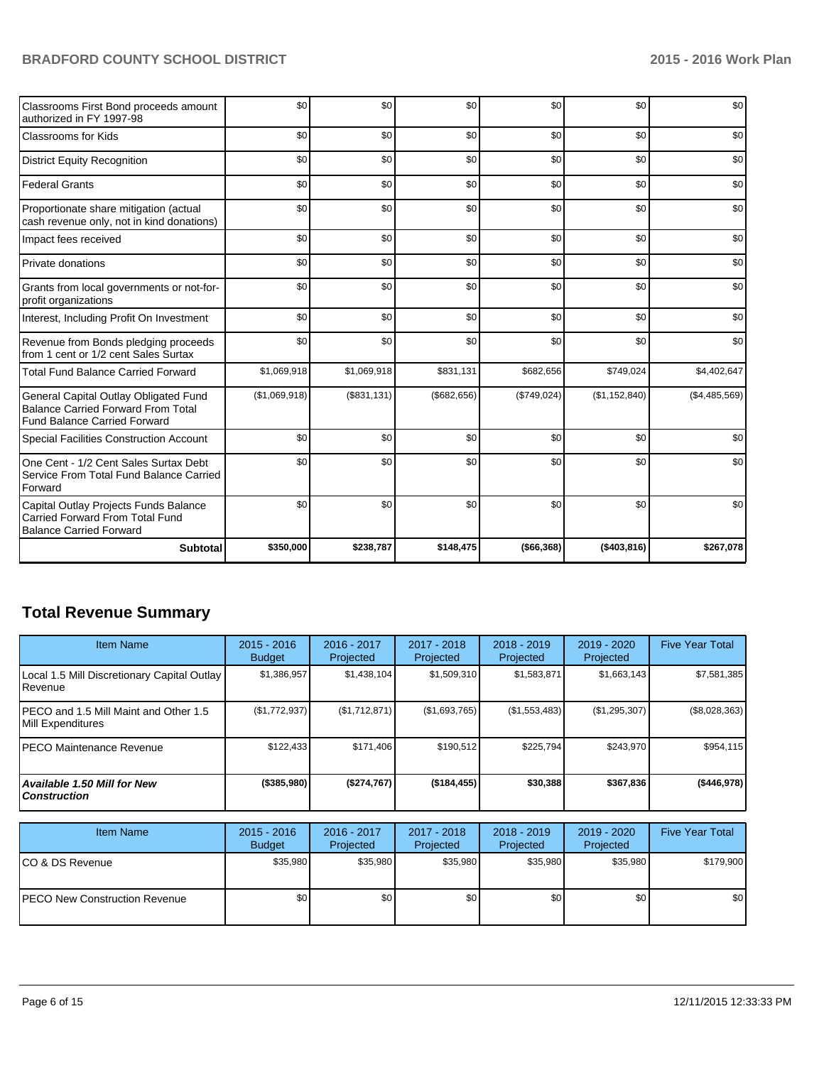| | | | | | | |
|---|---|---|---|---|---|---|
| Classrooms First Bond proceeds amount authorized in FY 1997-98 | $0 | $0 | $0 | $0 | $0 | $0 |
| Classrooms for Kids | $0 | $0 | $0 | $0 | $0 | $0 |
| District Equity Recognition | $0 | $0 | $0 | $0 | $0 | $0 |
| Federal Grants | $0 | $0 | $0 | $0 | $0 | $0 |
| Proportionate share mitigation (actual cash revenue only, not in kind donations) | $0 | $0 | $0 | $0 | $0 | $0 |
| Impact fees received | $0 | $0 | $0 | $0 | $0 | $0 |
| Private donations | $0 | $0 | $0 | $0 | $0 | $0 |
| Grants from local governments or not-for-profit organizations | $0 | $0 | $0 | $0 | $0 | $0 |
| Interest, Including Profit On Investment | $0 | $0 | $0 | $0 | $0 | $0 |
| Revenue from Bonds pledging proceeds from 1 cent or 1/2 cent Sales Surtax | $0 | $0 | $0 | $0 | $0 | $0 |
| Total Fund Balance Carried Forward | $1,069,918 | $1,069,918 | $831,131 | $682,656 | $749,024 | $4,402,647 |
| General Capital Outlay Obligated Fund Balance Carried Forward From Total Fund Balance Carried Forward | ($1,069,918) | ($831,131) | ($682,656) | ($749,024) | ($1,152,840) | ($4,485,569) |
| Special Facilities Construction Account | $0 | $0 | $0 | $0 | $0 | $0 |
| One Cent - 1/2 Cent Sales Surtax Debt Service From Total Fund Balance Carried Forward | $0 | $0 | $0 | $0 | $0 | $0 |
| Capital Outlay Projects Funds Balance Carried Forward From Total Fund Balance Carried Forward | $0 | $0 | $0 | $0 | $0 | $0 |
| **Subtotal** | **$350,000** | **$238,787** | **$148,475** | **($66,368)** | **($403,816)** | **$267,078** |

## Total Revenue Summary

| Item Name | 2015 - 2016 Budget | 2016 - 2017 Projected | 2017 - 2018 Projected | 2018 - 2019 Projected | 2019 - 2020 Projected | Five Year Total |
|---|---|---|---|---|---|---|
| Local 1.5 Mill Discretionary Capital Outlay Revenue | $1,386,957 | $1,438,104 | $1,509,310 | $1,583,871 | $1,663,143 | $7,581,385 |
| PECO and 1.5 Mill Maint and Other 1.5 Mill Expenditures | ($1,772,937) | ($1,712,871) | ($1,693,765) | ($1,553,483) | ($1,295,307) | ($8,028,363) |
| PECO Maintenance Revenue | $122,433 | $171,406 | $190,512 | $225,794 | $243,970 | $954,115 |
| ***Available 1.50 Mill for New Construction*** | **($385,980)** | **($274,767)** | **($184,455)** | **$30,388** | **$367,836** | **($446,978)** |

| Item Name | 2015 - 2016 Budget | 2016 - 2017 Projected | 2017 - 2018 Projected | 2018 - 2019 Projected | 2019 - 2020 Projected | Five Year Total |
|---|---|---|---|---|---|---|
| CO & DS Revenue | $35,980 | $35,980 | $35,980 | $35,980 | $35,980 | $179,900 |
| PECO New Construction Revenue | $0 | $0 | $0 | $0 | $0 | $0 |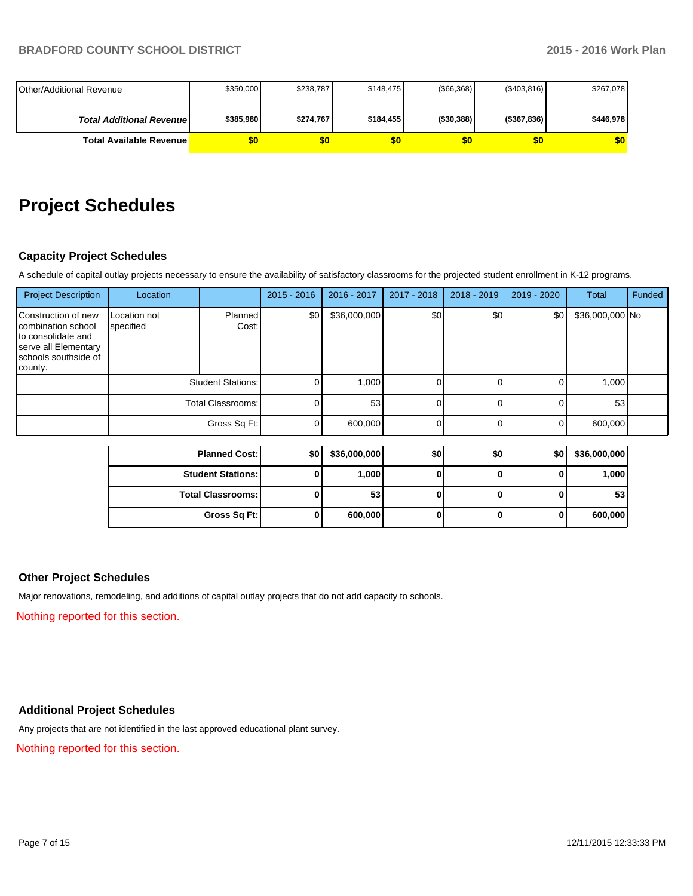| | | | | | | |
|---|---|---|---|---|---|---|
| Other/Additional Revenue | $350,000 | $238,787 | $148,475 | ($66,368) | ($403,816) | $267,078 |
| ***Total Additional Revenue*** | **$385,980** | **$274,767** | **$184,455** | **($30,388)** | **($367,836)** | **$446,978** |
| **Total Available Revenue** | **$0** | **$0** | **$0** | **$0** | **$0** | **$0** |

# Project Schedules

### Capacity Project Schedules

A schedule of capital outlay projects necessary to ensure the availability of satisfactory classrooms for the projected student enrollment in K-12 programs.

| Project Description | Location | | 2015 - 2016 | 2016 - 2017 | 2017 - 2018 | 2018 - 2019 | 2019 - 2020 | Total | Funded |
|---|---|---|---|---|---|---|---|---|---|
| Construction of new combination school to consolidate and serve all Elementary schools southside of county. | Location not specified | Planned Cost: | $0 | $36,000,000 | $0 | $0 | $0 | $36,000,000 | No |
| | Student Stations: | | 0 | 1,000 | 0 | 0 | 0 | 1,000 | |
| | Total Classrooms: | | 0 | 53 | 0 | 0 | 0 | 53 | |
| | Gross Sq Ft: | | 0 | 600,000 | 0 | 0 | 0 | 600,000 | |

| | | | | | | |
|---|---|---|---|---|---|---|
| **Planned Cost:** | **$0** | **$36,000,000** | **$0** | **$0** | **$0** | **$36,000,000** |
| **Student Stations:** | **0** | **1,000** | **0** | **0** | **0** | **1,000** |
| **Total Classrooms:** | **0** | **53** | **0** | **0** | **0** | **53** |
| **Gross Sq Ft:** | **0** | **600,000** | **0** | **0** | **0** | **600,000** |

### Other Project Schedules

Major renovations, remodeling, and additions of capital outlay projects that do not add capacity to schools.

Nothing reported for this section.

### Additional Project Schedules

Any projects that are not identified in the last approved educational plant survey.

Nothing reported for this section.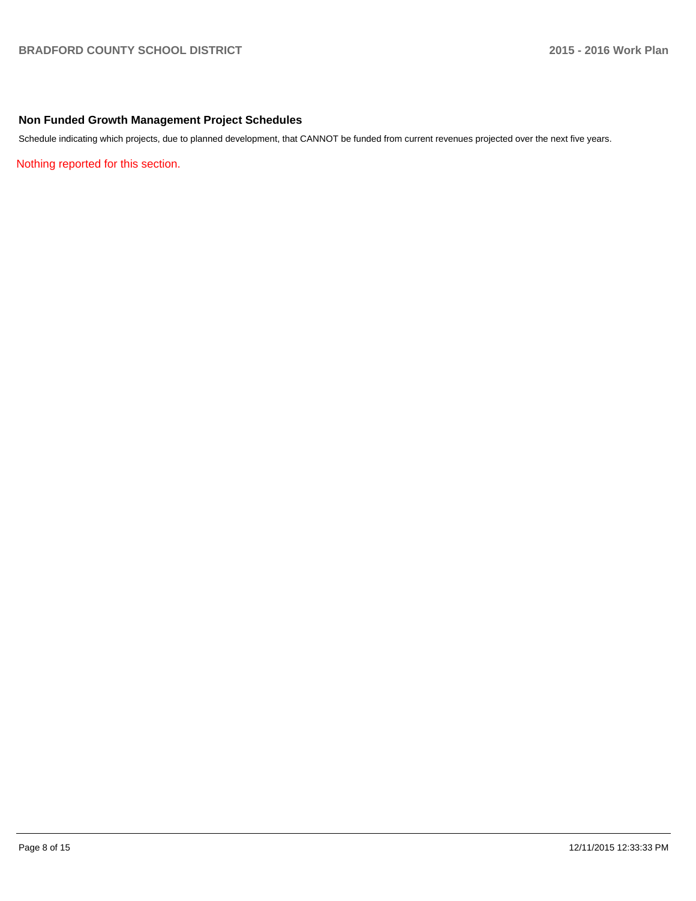## Non Funded Growth Management Project Schedules

Schedule indicating which projects, due to planned development, that CANNOT be funded from current revenues projected over the next five years.

Nothing reported for this section.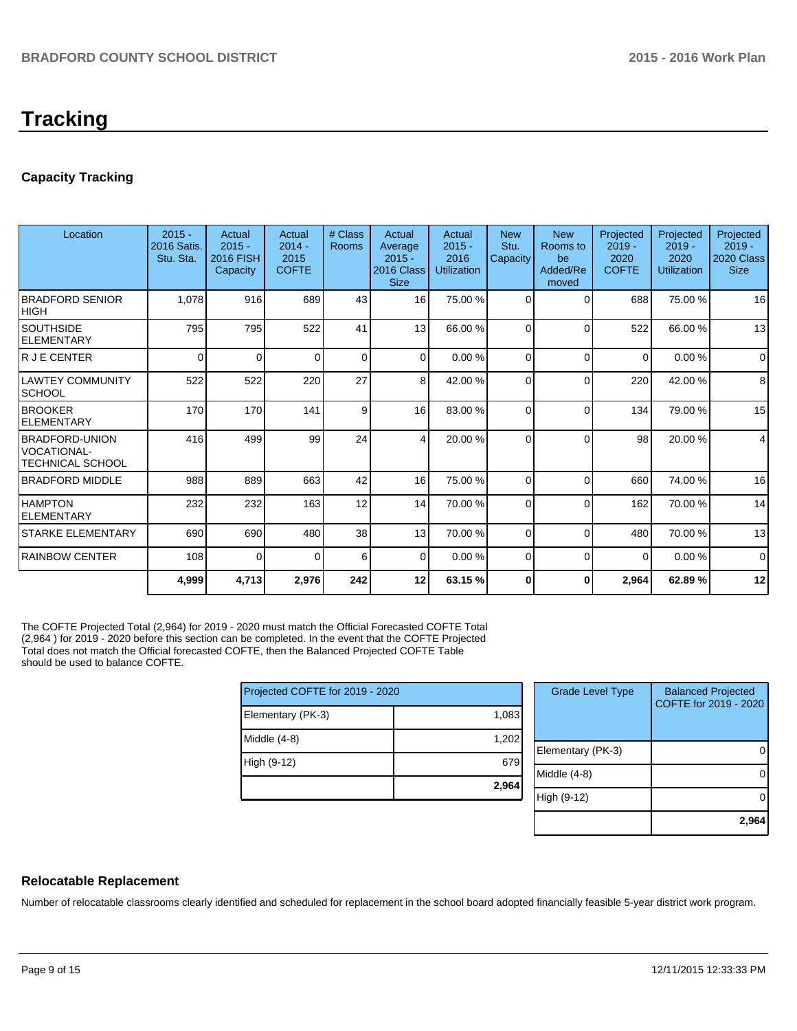# Tracking

## Capacity Tracking

| Location | 2015 - 2016 Satis. Stu. Sta. | Actual 2015 - 2016 FISH Capacity | Actual 2014 - 2015 COFTE | # Class Rooms | Actual Average 2015 - 2016 Class Size | Actual 2015 - 2016 Utilization | New Stu. Capacity | New Rooms to be Added/Removed | Projected 2019 - 2020 COFTE | Projected 2019 - 2020 Utilization | Projected 2019 - 2020 Class Size |
|---|---|---|---|---|---|---|---|---|---|---|---|
| BRADFORD SENIOR HIGH | 1,078 | 916 | 689 | 43 | 16 | 75.00 % | 0 | 0 | 688 | 75.00 % | 16 |
| SOUTHSIDE ELEMENTARY | 795 | 795 | 522 | 41 | 13 | 66.00 % | 0 | 0 | 522 | 66.00 % | 13 |
| R J E CENTER | 0 | 0 | 0 | 0 | 0 | 0.00 % | 0 | 0 | 0 | 0.00 % | 0 |
| LAWTEY COMMUNITY SCHOOL | 522 | 522 | 220 | 27 | 8 | 42.00 % | 0 | 0 | 220 | 42.00 % | 8 |
| BROOKER ELEMENTARY | 170 | 170 | 141 | 9 | 16 | 83.00 % | 0 | 0 | 134 | 79.00 % | 15 |
| BRADFORD-UNION VOCATIONAL-TECHNICAL SCHOOL | 416 | 499 | 99 | 24 | 4 | 20.00 % | 0 | 0 | 98 | 20.00 % | 4 |
| BRADFORD MIDDLE | 988 | 889 | 663 | 42 | 16 | 75.00 % | 0 | 0 | 660 | 74.00 % | 16 |
| HAMPTON ELEMENTARY | 232 | 232 | 163 | 12 | 14 | 70.00 % | 0 | 0 | 162 | 70.00 % | 14 |
| STARKE ELEMENTARY | 690 | 690 | 480 | 38 | 13 | 70.00 % | 0 | 0 | 480 | 70.00 % | 13 |
| RAINBOW CENTER | 108 | 0 | 0 | 6 | 0 | 0.00 % | 0 | 0 | 0 | 0.00 % | 0 |
| | **4,999** | **4,713** | **2,976** | **242** | **12** | **63.15 %** | **0** | **0** | **2,964** | **62.89 %** | **12** |

The COFTE Projected Total (2,964) for 2019 - 2020 must match the Official Forecasted COFTE Total (2,964 ) for 2019 - 2020 before this section can be completed. In the event that the COFTE Projected Total does not match the Official forecasted COFTE, then the Balanced Projected COFTE Table should be used to balance COFTE.

| Projected COFTE for 2019 - 2020 | |
|---|---|
| Elementary (PK-3) | 1,083 |
| Middle (4-8) | 1,202 |
| High (9-12) | 679 |
| | **2,964** |

| Grade Level Type | Balanced Projected COFTE for 2019 - 2020 |
|---|---|
| Elementary (PK-3) | 0 |
| Middle (4-8) | 0 |
| High (9-12) | 0 |
| | **2,964** |

## Relocatable Replacement

Number of relocatable classrooms clearly identified and scheduled for replacement in the school board adopted financially feasible 5-year district work program.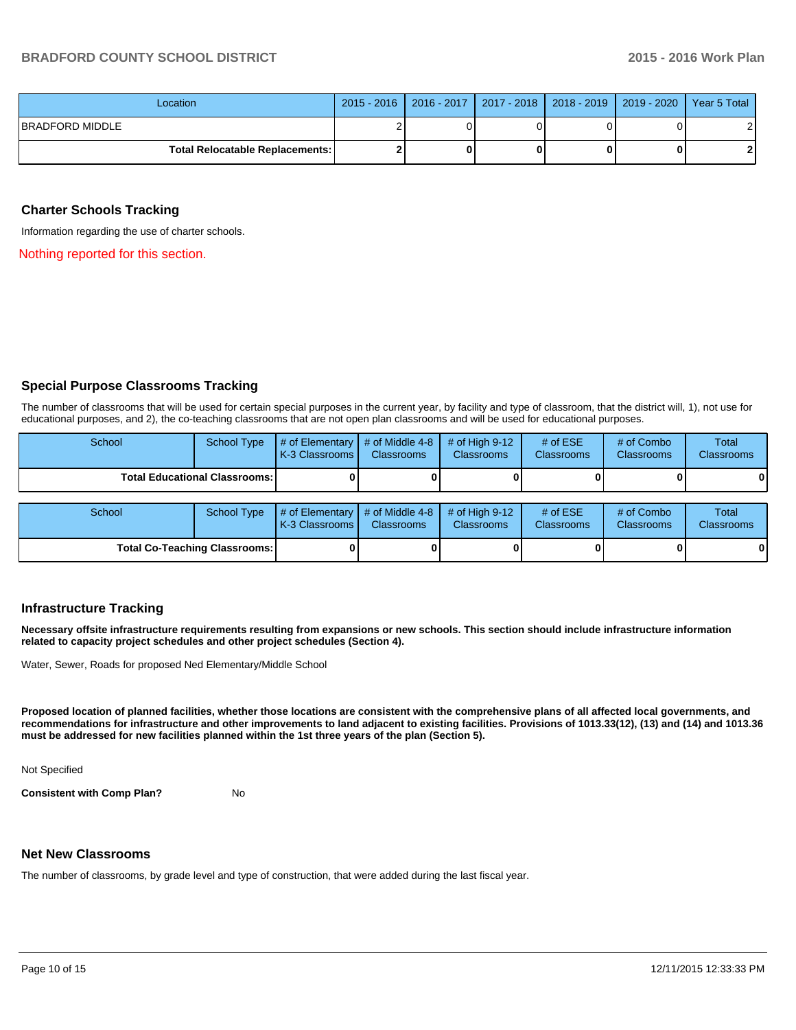| Location | 2015 - 2016 | 2016 - 2017 | 2017 - 2018 | 2018 - 2019 | 2019 - 2020 | Year 5 Total |
|---|---|---|---|---|---|---|
| BRADFORD MIDDLE | 2 | 0 | 0 | 0 | 0 | 2 |
| **Total Relocatable Replacements:** | **2** | **0** | **0** | **0** | **0** | **2** |

## Charter Schools Tracking

Information regarding the use of charter schools.

Nothing reported for this section.

## Special Purpose Classrooms Tracking

The number of classrooms that will be used for certain special purposes in the current year, by facility and type of classroom, that the district will, 1), not use for educational purposes, and 2), the co-teaching classrooms that are not open plan classrooms and will be used for educational purposes.

| School | School Type | # of Elementary K-3 Classrooms | # of Middle 4-8 Classrooms | # of High 9-12 Classrooms | # of ESE Classrooms | # of Combo Classrooms | Total Classrooms |
|---|---|---|---|---|---|---|---|
| **Total Educational Classrooms:** | | **0** | **0** | **0** | **0** | **0** | **0** |

| School | School Type | # of Elementary K-3 Classrooms | # of Middle 4-8 Classrooms | # of High 9-12 Classrooms | # of ESE Classrooms | # of Combo Classrooms | Total Classrooms |
|---|---|---|---|---|---|---|---|
| **Total Co-Teaching Classrooms:** | | **0** | **0** | **0** | **0** | **0** | **0** |

## Infrastructure Tracking

**Necessary offsite infrastructure requirements resulting from expansions or new schools. This section should include infrastructure information related to capacity project schedules and other project schedules (Section 4).**

Water, Sewer, Roads for proposed Ned Elementary/Middle School

**Proposed location of planned facilities, whether those locations are consistent with the comprehensive plans of all affected local governments, and recommendations for infrastructure and other improvements to land adjacent to existing facilities. Provisions of 1013.33(12), (13) and (14) and 1013.36 must be addressed for new facilities planned within the 1st three years of the plan (Section 5).**

Not Specified

**Consistent with Comp Plan?** No

## Net New Classrooms

The number of classrooms, by grade level and type of construction, that were added during the last fiscal year.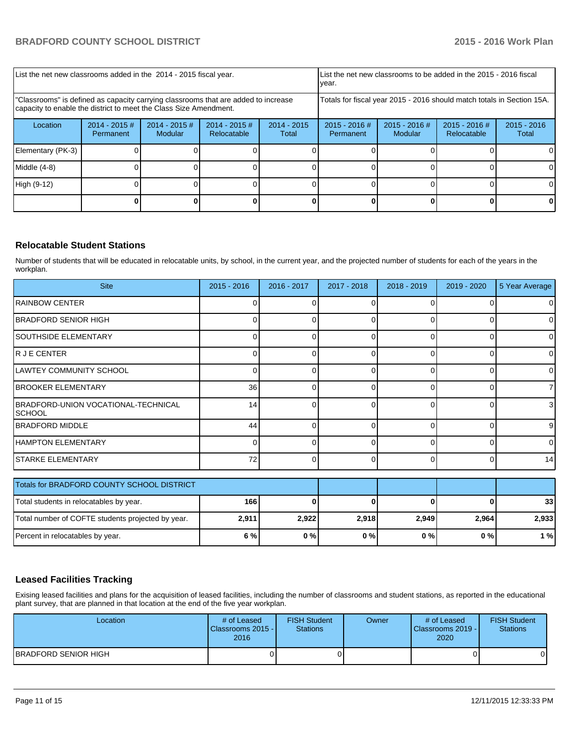| List the net new classrooms added in the 2014 - 2015 fiscal year. | | | | List the net new classrooms to be added in the 2015 - 2016 fiscal year. | | | |
|---|---|---|---|---|---|---|---|
| "Classrooms" is defined as capacity carrying classrooms that are added to increase capacity to enable the district to meet the Class Size Amendment. | | | | Totals for fiscal year 2015 - 2016 should match totals in Section 15A. | | | |
| Location | 2014 - 2015 # Permanent | 2014 - 2015 # Modular | 2014 - 2015 # Relocatable | 2014 - 2015 Total | 2015 - 2016 # Permanent | 2015 - 2016 # Modular | 2015 - 2016 # Relocatable | 2015 - 2016 Total |
| Elementary (PK-3) | 0 | 0 | 0 | 0 | 0 | 0 | 0 | 0 |
| Middle (4-8) | 0 | 0 | 0 | 0 | 0 | 0 | 0 | 0 |
| High (9-12) | 0 | 0 | 0 | 0 | 0 | 0 | 0 | 0 |
| | **0** | **0** | **0** | **0** | **0** | **0** | **0** | **0** |

## Relocatable Student Stations

Number of students that will be educated in relocatable units, by school, in the current year, and the projected number of students for each of the years in the workplan.

| Site | 2015 - 2016 | 2016 - 2017 | 2017 - 2018 | 2018 - 2019 | 2019 - 2020 | 5 Year Average |
|---|---|---|---|---|---|---|
| RAINBOW CENTER | 0 | 0 | 0 | 0 | 0 | 0 |
| BRADFORD SENIOR HIGH | 0 | 0 | 0 | 0 | 0 | 0 |
| SOUTHSIDE ELEMENTARY | 0 | 0 | 0 | 0 | 0 | 0 |
| R J E CENTER | 0 | 0 | 0 | 0 | 0 | 0 |
| LAWTEY COMMUNITY SCHOOL | 0 | 0 | 0 | 0 | 0 | 0 |
| BROOKER ELEMENTARY | 36 | 0 | 0 | 0 | 0 | 7 |
| BRADFORD-UNION VOCATIONAL-TECHNICAL SCHOOL | 14 | 0 | 0 | 0 | 0 | 3 |
| BRADFORD MIDDLE | 44 | 0 | 0 | 0 | 0 | 9 |
| HAMPTON ELEMENTARY | 0 | 0 | 0 | 0 | 0 | 0 |
| STARKE ELEMENTARY | 72 | 0 | 0 | 0 | 0 | 14 |

| Totals for BRADFORD COUNTY SCHOOL DISTRICT | | | | | | |
|---|---|---|---|---|---|---|
| Total students in relocatables by year. | **166** | **0** | **0** | **0** | **0** | **33** |
| Total number of COFTE students projected by year. | **2,911** | **2,922** | **2,918** | **2,949** | **2,964** | **2,933** |
| Percent in relocatables by year. | **6 %** | **0 %** | **0 %** | **0 %** | **0 %** | **1 %** |

## Leased Facilities Tracking

Exising leased facilities and plans for the acquisition of leased facilities, including the number of classrooms and student stations, as reported in the educational plant survey, that are planned in that location at the end of the five year workplan.

| Location | # of Leased Classrooms 2015 - 2016 | FISH Student Stations | Owner | # of Leased Classrooms 2019 - 2020 | FISH Student Stations |
|---|---|---|---|---|---|
| BRADFORD SENIOR HIGH | 0 | 0 | | 0 | 0 |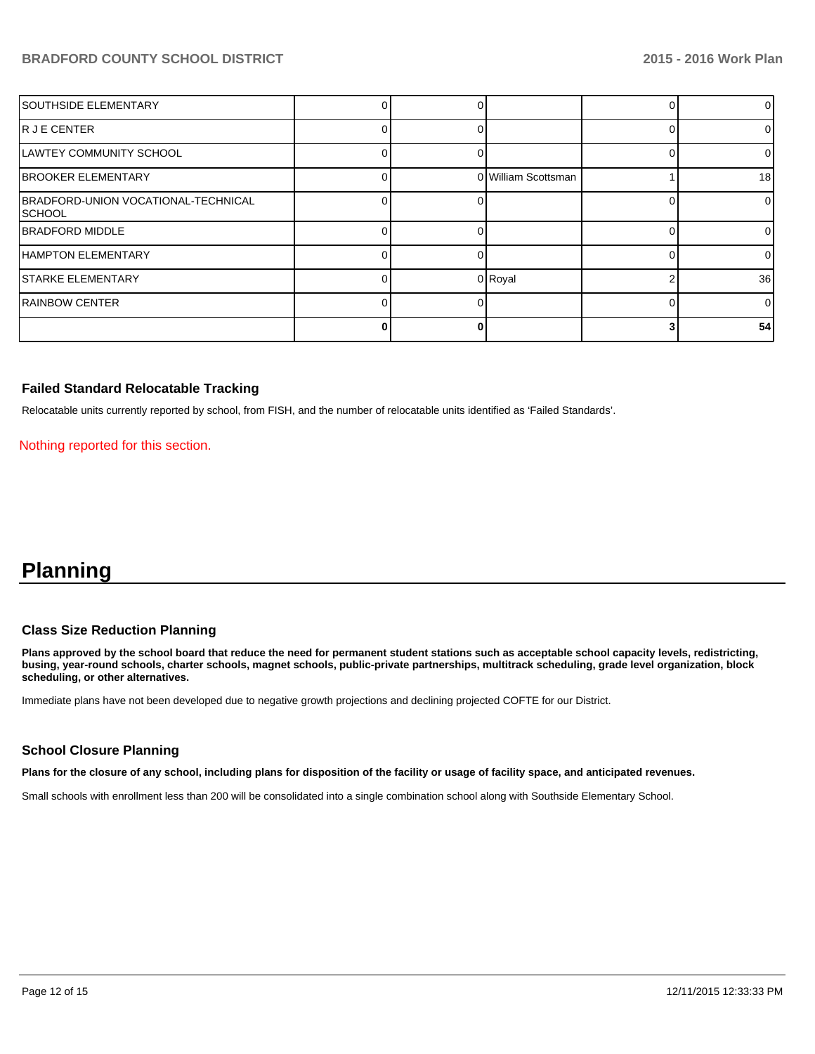| | | | | | |
|---|---|---|---|---|---|
| SOUTHSIDE ELEMENTARY | 0 | 0 | | 0 | 0 |
| R J E CENTER | 0 | 0 | | 0 | 0 |
| LAWTEY COMMUNITY SCHOOL | 0 | 0 | | 0 | 0 |
| BROOKER ELEMENTARY | 0 | 0 | William Scottsman | 1 | 18 |
| BRADFORD-UNION VOCATIONAL-TECHNICAL SCHOOL | 0 | 0 | | 0 | 0 |
| BRADFORD MIDDLE | 0 | 0 | | 0 | 0 |
| HAMPTON ELEMENTARY | 0 | 0 | | 0 | 0 |
| STARKE ELEMENTARY | 0 | 0 | Royal | 2 | 36 |
| RAINBOW CENTER | 0 | 0 | | 0 | 0 |
| | **0** | **0** | | **3** | **54** |

### Failed Standard Relocatable Tracking

Relocatable units currently reported by school, from FISH, and the number of relocatable units identified as 'Failed Standards'.

Nothing reported for this section.

# Planning

### Class Size Reduction Planning

**Plans approved by the school board that reduce the need for permanent student stations such as acceptable school capacity levels, redistricting, busing, year-round schools, charter schools, magnet schools, public-private partnerships, multitrack scheduling, grade level organization, block scheduling, or other alternatives.**

Immediate plans have not been developed due to negative growth projections and declining projected COFTE for our District.

### School Closure Planning

**Plans for the closure of any school, including plans for disposition of the facility or usage of facility space, and anticipated revenues.**

Small schools with enrollment less than 200 will be consolidated into a single combination school along with Southside Elementary School.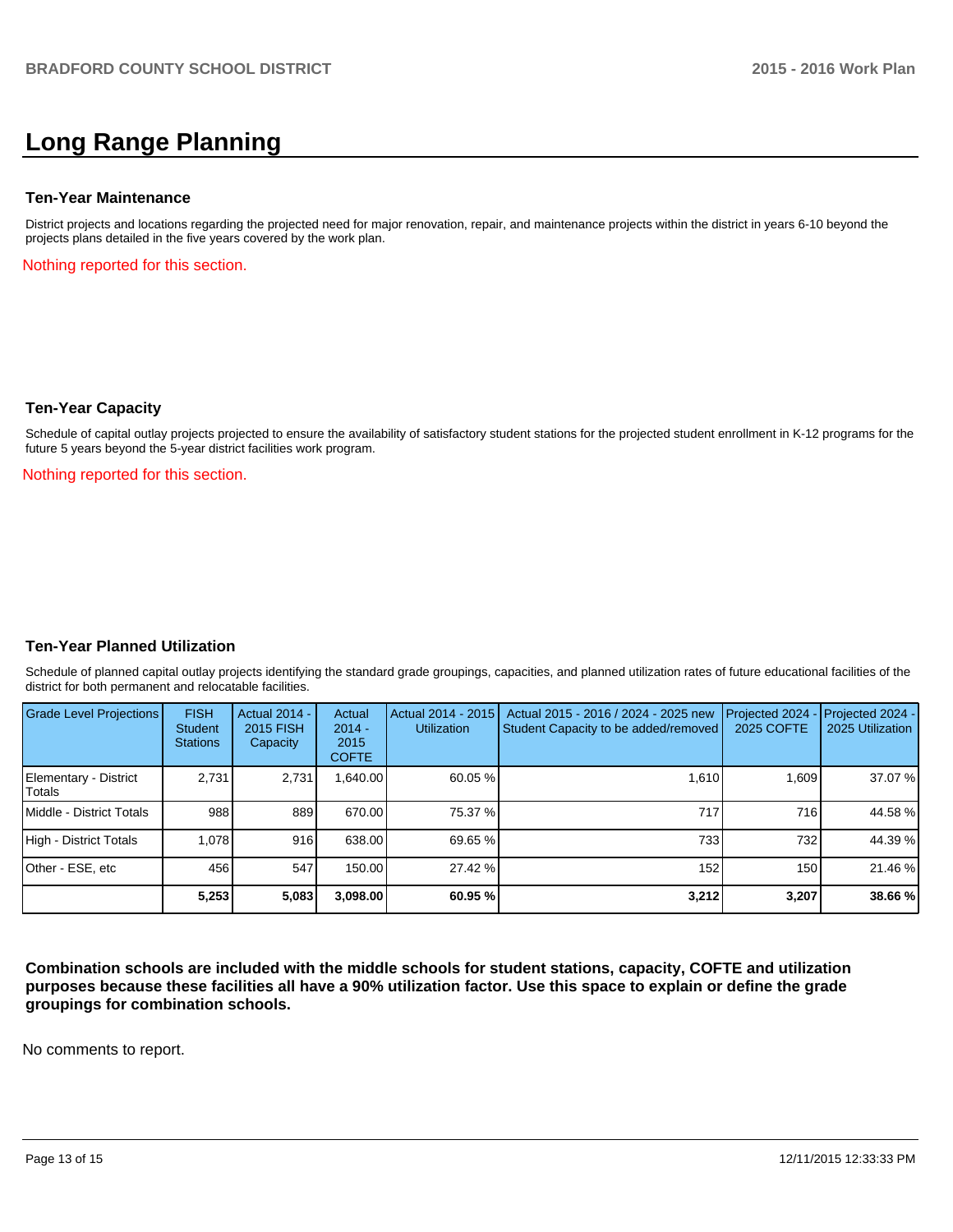# Long Range Planning

### Ten-Year Maintenance

District projects and locations regarding the projected need for major renovation, repair, and maintenance projects within the district in years 6-10 beyond the projects plans detailed in the five years covered by the work plan.

Nothing reported for this section.

### Ten-Year Capacity

Schedule of capital outlay projects projected to ensure the availability of satisfactory student stations for the projected student enrollment in K-12 programs for the future 5 years beyond the 5-year district facilities work program.

Nothing reported for this section.

### Ten-Year Planned Utilization

Schedule of planned capital outlay projects identifying the standard grade groupings, capacities, and planned utilization rates of future educational facilities of the district for both permanent and relocatable facilities.

| Grade Level Projections | FISH Student Stations | Actual 2014 - 2015 FISH Capacity | Actual 2014 - 2015 COFTE | Actual 2014 - 2015 Utilization | Actual 2015 - 2016 / 2024 - 2025 new Student Capacity to be added/removed | Projected 2024 - 2025 COFTE | Projected 2024 - 2025 Utilization |
|---|---|---|---|---|---|---|---|
| Elementary - District Totals | 2,731 | 2,731 | 1,640.00 | 60.05 % | 1,610 | 1,609 | 37.07 % |
| Middle - District Totals | 988 | 889 | 670.00 | 75.37 % | 717 | 716 | 44.58 % |
| High - District Totals | 1,078 | 916 | 638.00 | 69.65 % | 733 | 732 | 44.39 % |
| Other - ESE, etc | 456 | 547 | 150.00 | 27.42 % | 152 | 150 | 21.46 % |
| | **5,253** | **5,083** | **3,098.00** | **60.95 %** | **3,212** | **3,207** | **38.66 %** |

**Combination schools are included with the middle schools for student stations, capacity, COFTE and utilization purposes because these facilities all have a 90% utilization factor. Use this space to explain or define the grade groupings for combination schools.**

No comments to report.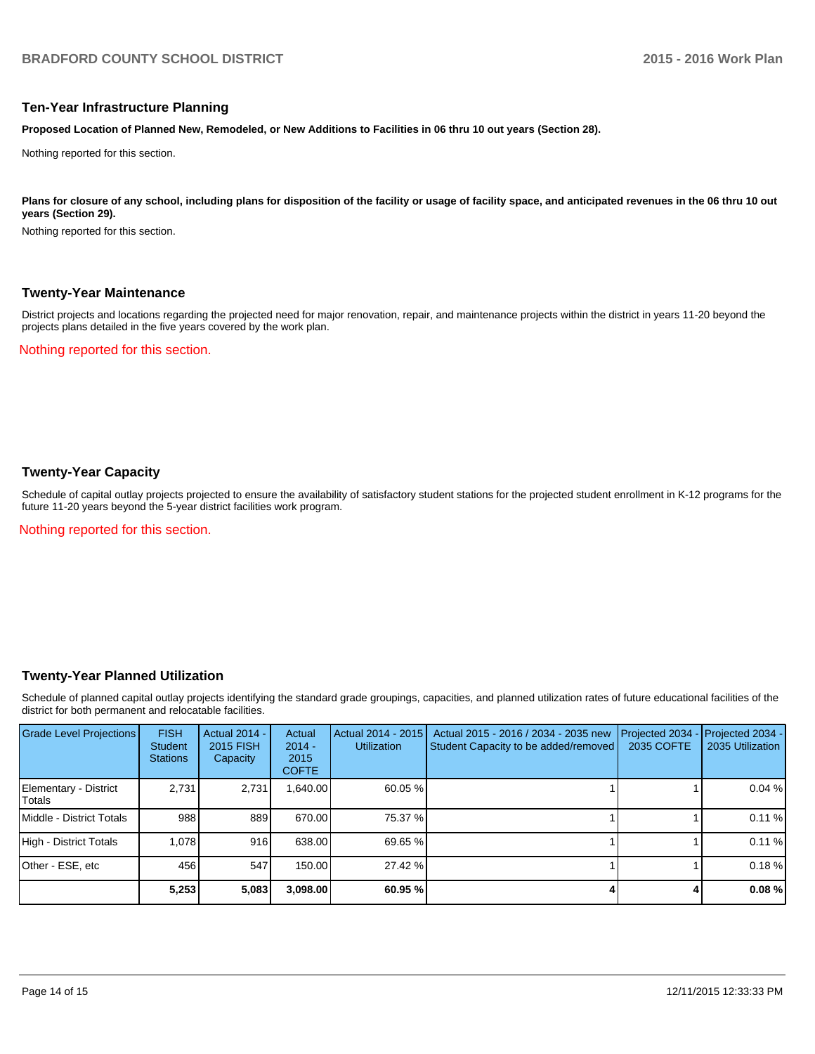## Ten-Year Infrastructure Planning

**Proposed Location of Planned New, Remodeled, or New Additions to Facilities in 06 thru 10 out years (Section 28).**

Nothing reported for this section.

**Plans for closure of any school, including plans for disposition of the facility or usage of facility space, and anticipated revenues in the 06 thru 10 out years (Section 29).**

Nothing reported for this section.

## Twenty-Year Maintenance

District projects and locations regarding the projected need for major renovation, repair, and maintenance projects within the district in years 11-20 beyond the projects plans detailed in the five years covered by the work plan.

Nothing reported for this section.

## Twenty-Year Capacity

Schedule of capital outlay projects projected to ensure the availability of satisfactory student stations for the projected student enrollment in K-12 programs for the future 11-20 years beyond the 5-year district facilities work program.

Nothing reported for this section.

## Twenty-Year Planned Utilization

Schedule of planned capital outlay projects identifying the standard grade groupings, capacities, and planned utilization rates of future educational facilities of the district for both permanent and relocatable facilities.

| Grade Level Projections | FISH Student Stations | Actual 2014 - 2015 FISH Capacity | Actual 2014 - 2015 COFTE | Actual 2014 - 2015 Utilization | Actual 2015 - 2016 / 2034 - 2035 new Student Capacity to be added/removed | Projected 2034 - 2035 COFTE | Projected 2034 - 2035 Utilization |
|---|---|---|---|---|---|---|---|
| Elementary - District Totals | 2,731 | 2,731 | 1,640.00 | 60.05 % | 1 | 1 | 0.04 % |
| Middle - District Totals | 988 | 889 | 670.00 | 75.37 % | 1 | 1 | 0.11 % |
| High - District Totals | 1,078 | 916 | 638.00 | 69.65 % | 1 | 1 | 0.11 % |
| Other - ESE, etc | 456 | 547 | 150.00 | 27.42 % | 1 | 1 | 0.18 % |
| | **5,253** | **5,083** | **3,098.00** | **60.95 %** | **4** | **4** | **0.08 %** |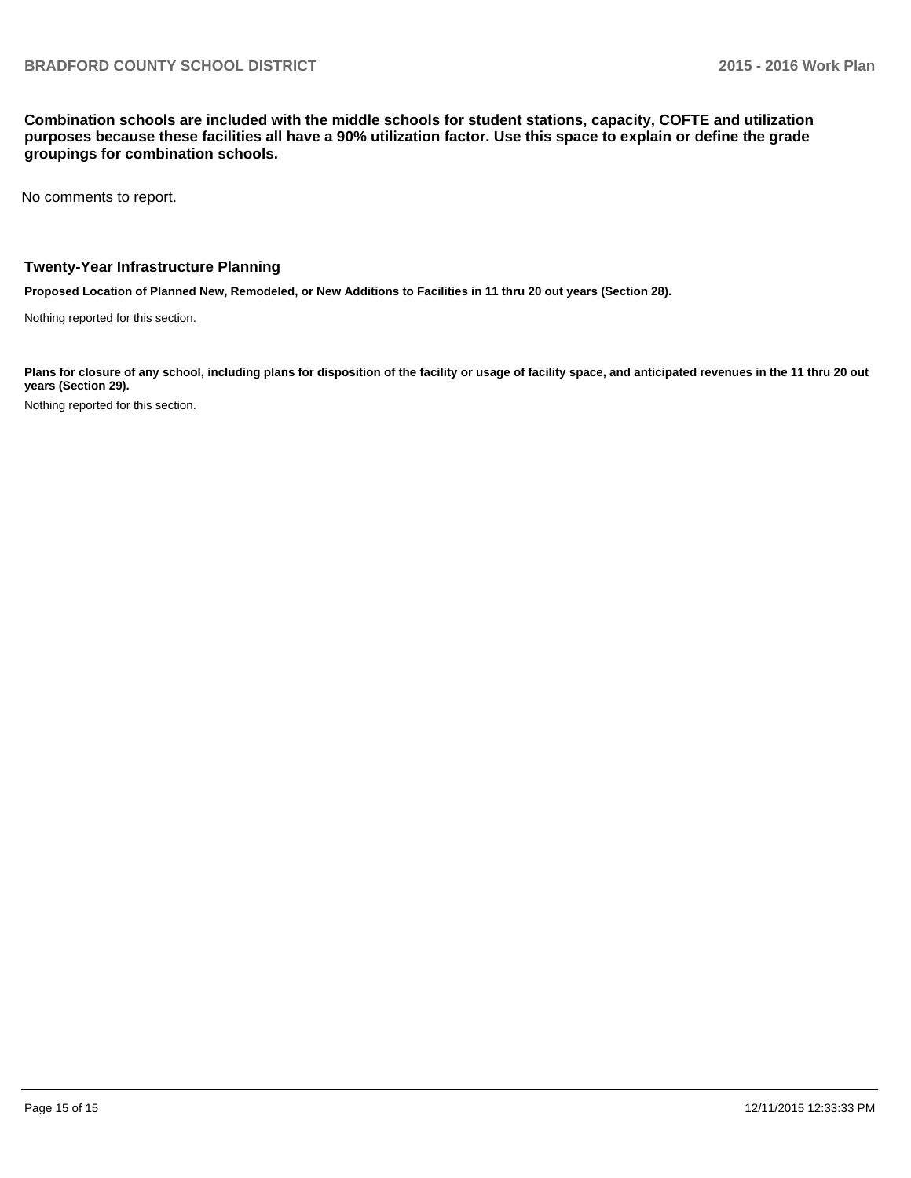**Combination schools are included with the middle schools for student stations, capacity, COFTE and utilization purposes because these facilities all have a 90% utilization factor. Use this space to explain or define the grade groupings for combination schools.**

No comments to report.

## Twenty-Year Infrastructure Planning

**Proposed Location of Planned New, Remodeled, or New Additions to Facilities in 11 thru 20 out years (Section 28).**

Nothing reported for this section.

**Plans for closure of any school, including plans for disposition of the facility or usage of facility space, and anticipated revenues in the 11 thru 20 out years (Section 29).**

Nothing reported for this section.